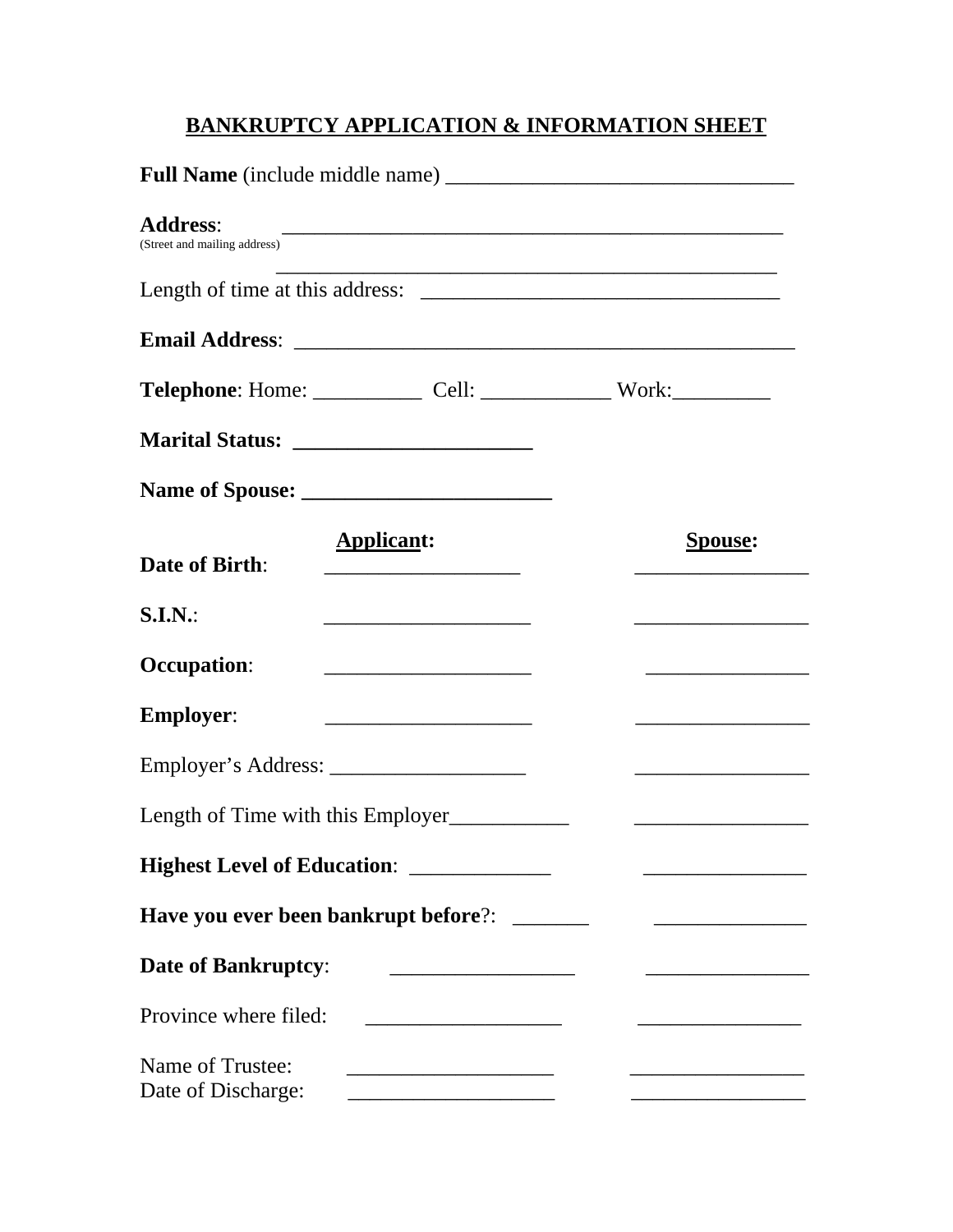# BANKRUPTCY APPLICATION & INFORMATION SHEET

**Full Name** (include middle name) ________________________________

**Address**: ________________________________________________
(Street and mailing address)

________________________________________________

Length of time at this address: _________________________________

**Email Address**: ______________________________________________

**Telephone**: Home: __________ Cell: ____________ Work:_________

**Marital Status: ______________________**

**Name of Spouse: _______________________**

| | **Applicant:** | **Spouse:** |
|---|---|---|
| **Date of Birth**: | __________________ | ________________ |
| **S.I.N.**: | ___________________ | ________________ |
| **Occupation**: | ___________________ | _______________ |
| **Employer**: | ___________________ | ________________ |
| Employer's Address: | __________________ | ________________ |
| Length of Time with this Employer | ___________ | ________________ |
| **Highest Level of Education**: | _____________ | _______________ |
| **Have you ever been bankrupt before**?: | _______ | ______________ |
| **Date of Bankruptcy**: | _________________ | _______________ |
| Province where filed: | __________________ | _______________ |
| Name of Trustee: | ___________________ | ________________ |
| Date of Discharge: | ___________________ | ________________ |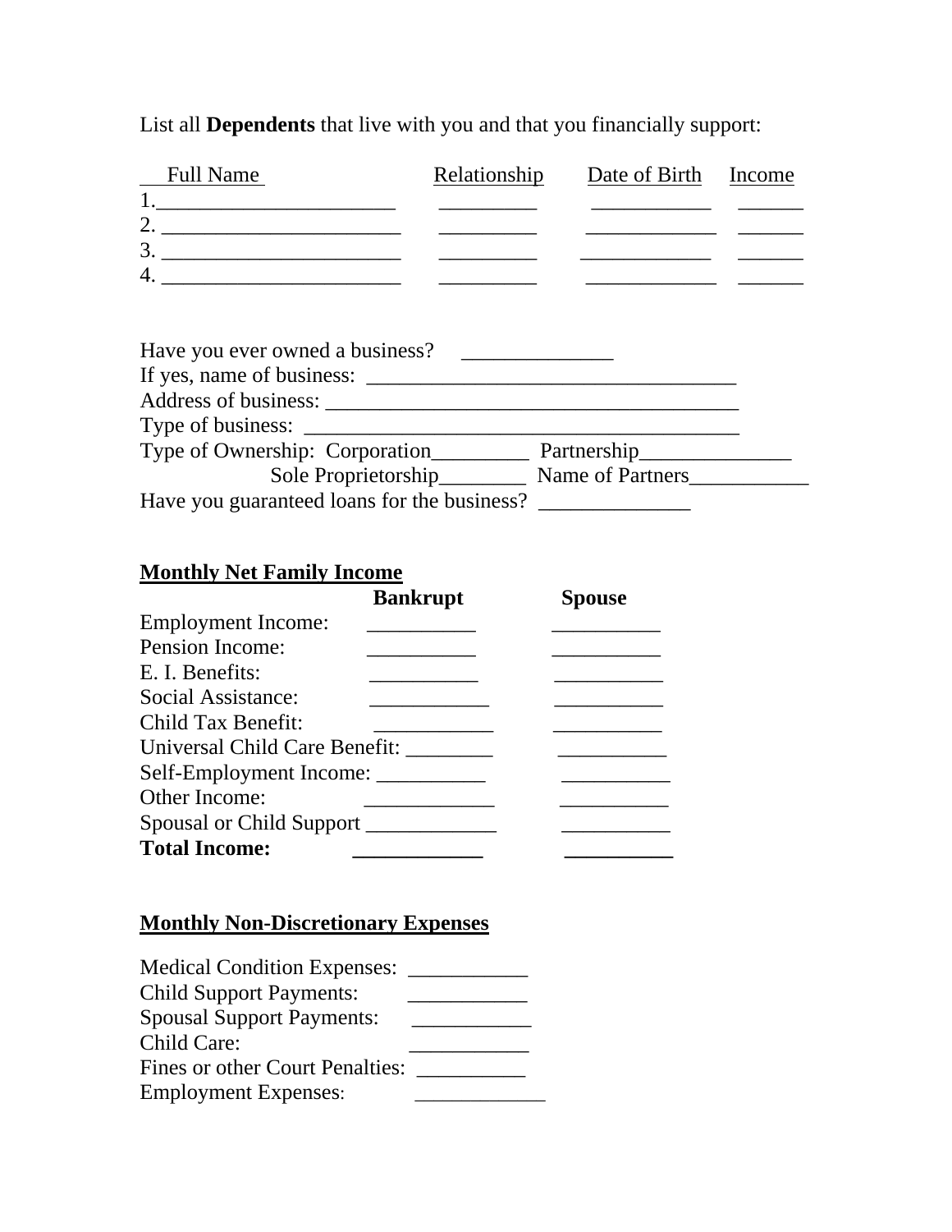List all **Dependents** that live with you and that you financially support:

| Full Name | Relationship | Date of Birth | Income |
|---|---|---|---|
| 1.______________________ | _________ | ___________ | ______ |
| 2. ______________________ | _________ | ____________ | ______ |
| 3. ______________________ | _________ | ____________ | ______ |
| 4. ______________________ | _________ | ____________ | ______ |

Have you ever owned a business? ______________

If yes, name of business: ___________________________________

Address of business: _______________________________________

Type of business: __________________________________________

Type of Ownership: Corporation_________ Partnership______________

Sole Proprietorship________ Name of Partners___________

Have you guaranteed loans for the business? ______________

## **Monthly Net Family Income**

| | **Bankrupt** | **Spouse** |
|---|---|---|
| Employment Income: | __________ | __________ |
| Pension Income: | __________ | __________ |
| E. I. Benefits: | __________ | __________ |
| Social Assistance: | ___________ | __________ |
| Child Tax Benefit: | ___________ | __________ |
| Universal Child Care Benefit: | ________ | __________ |
| Self-Employment Income: | __________ | __________ |
| Other Income: | ____________ | __________ |
| Spousal or Child Support | ____________ | __________ |
| **Total Income:** | ____________ | __________ |

## **Monthly Non-Discretionary Expenses**

Medical Condition Expenses: ___________

Child Support Payments: ___________

Spousal Support Payments: ___________

Child Care: ___________

Fines or other Court Penalties: __________

Employment Expenses: ____________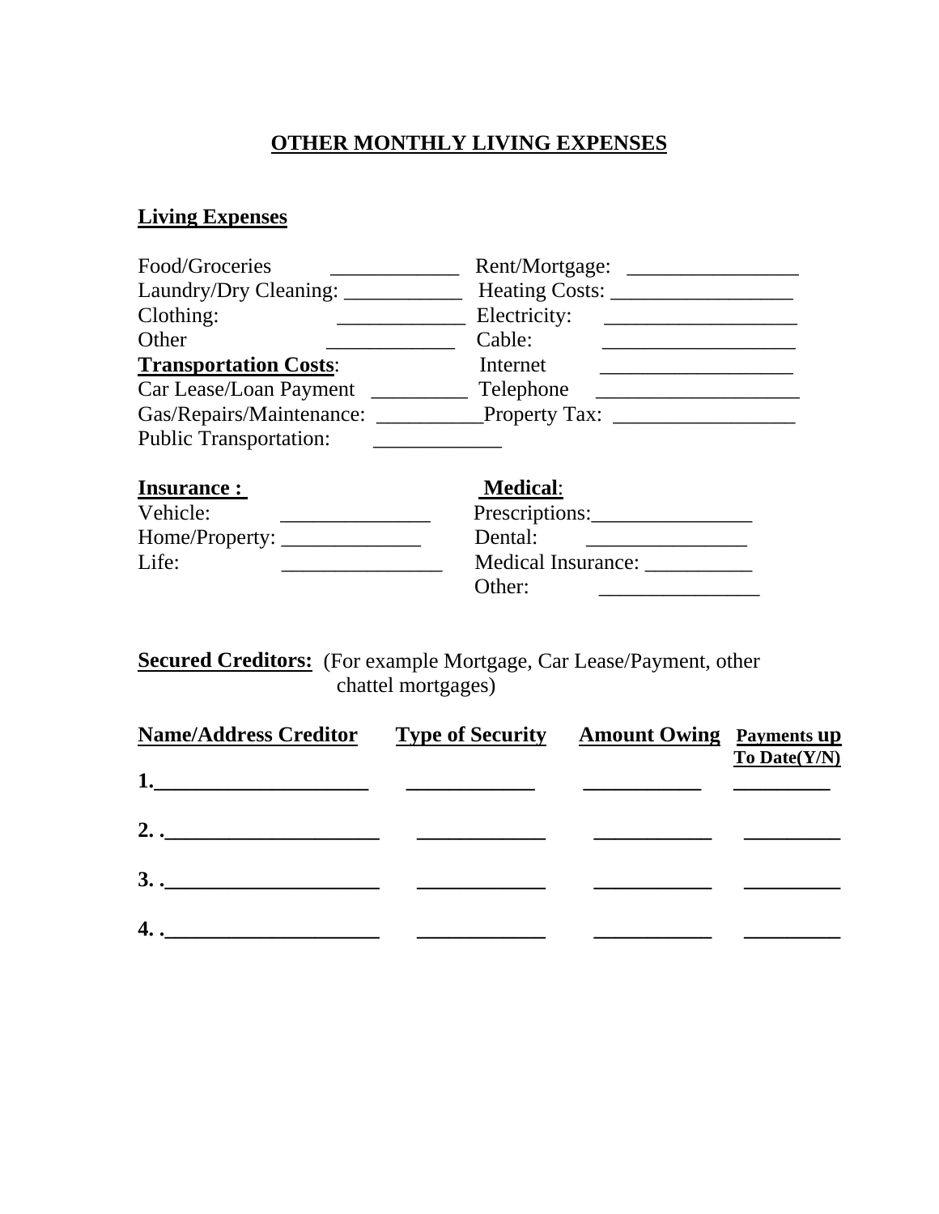# OTHER MONTHLY LIVING EXPENSES

## Living Expenses

Food/Groceries ____________ Rent/Mortgage: ________________
Laundry/Dry Cleaning: ___________ Heating Costs: _________________
Clothing: ____________ Electricity: __________________
Other ____________ Cable: __________________
**Transportation Costs**: Internet __________________
Car Lease/Loan Payment _________ Telephone ___________________
Gas/Repairs/Maintenance: __________Property Tax: _________________
Public Transportation: ____________

**Insurance :**
Vehicle: ______________
Home/Property: _____________
Life: _______________

**Medical**:
Prescriptions:_______________
Dental: _______________
Medical Insurance: __________
Other: _______________

**Secured Creditors:** (For example Mortgage, Car Lease/Payment, other chattel mortgages)

| Name/Address Creditor | Type of Security | Amount Owing | Payments up To Date(Y/N) |
|---|---|---|---|
| 1.____________________ | ____________ | ___________ | _________ |
| 2. .____________________ | ____________ | ___________ | _________ |
| 3. .____________________ | ____________ | ___________ | _________ |
| 4. .____________________ | ____________ | ___________ | _________ |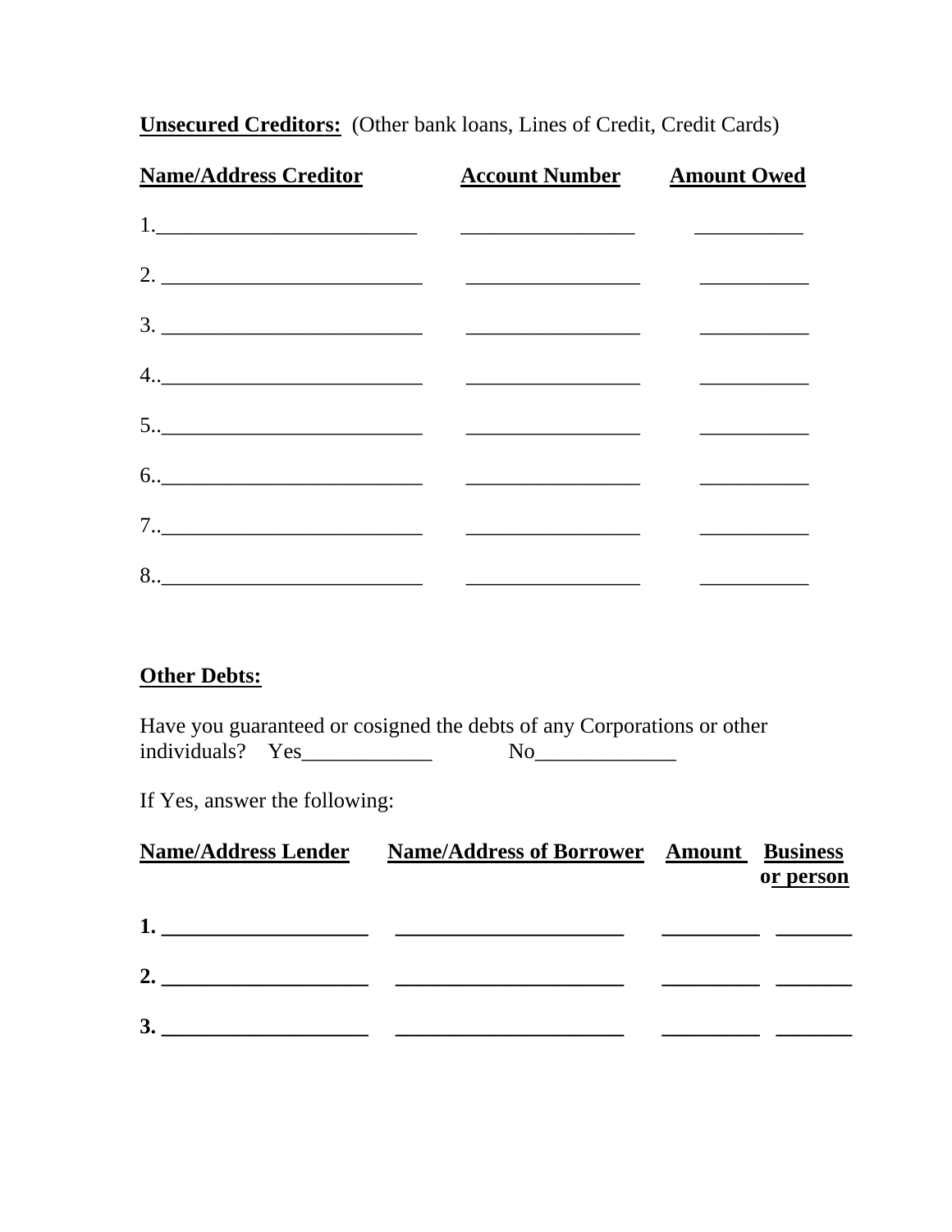**Unsecured Creditors:** (Other bank loans, Lines of Credit, Credit Cards)

| Name/Address Creditor | Account Number | Amount Owed |
|---|---|---|
| 1.________________________ | ________________ | __________ |
| 2. ________________________ | ________________ | __________ |
| 3. ________________________ | ________________ | __________ |
| 4..________________________ | ________________ | __________ |
| 5..________________________ | ________________ | __________ |
| 6..________________________ | ________________ | __________ |
| 7..________________________ | ________________ | __________ |
| 8..________________________ | ________________ | __________ |

**Other Debts:**

Have you guaranteed or cosigned the debts of any Corporations or other individuals? Yes____________ No_____________

If Yes, answer the following:

| Name/Address Lender | Name/Address of Borrower | Amount | Business or person |
|---|---|---|---|
| **1.** ___________________ | _____________________ | _________ | _______ |
| **2.** ___________________ | _____________________ | _________ | _______ |
| **3.** ___________________ | _____________________ | _________ | _______ |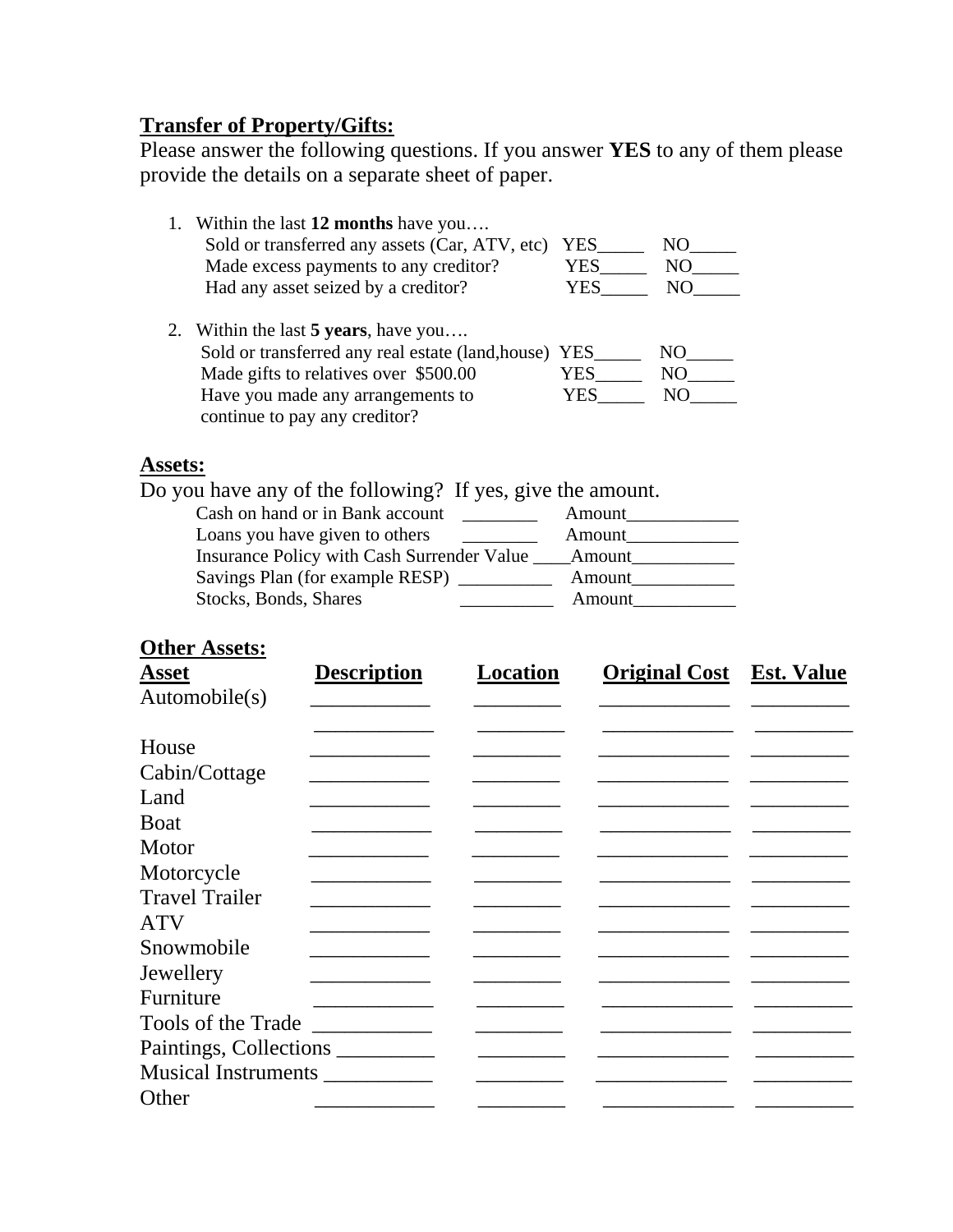**Transfer of Property/Gifts:**

Please answer the following questions. If you answer **YES** to any of them please provide the details on a separate sheet of paper.

1. Within the last **12 months** have you….
   - Sold or transferred any assets (Car, ATV, etc) YES_____ NO_____
   - Made excess payments to any creditor? YES_____ NO_____
   - Had any asset seized by a creditor? YES_____ NO_____

2. Within the last **5 years**, have you….
   - Sold or transferred any real estate (land,house) YES_____ NO_____
   - Made gifts to relatives over $500.00 YES_____ NO_____
   - Have you made any arrangements to continue to pay any creditor? YES_____ NO_____

**Assets:**

Do you have any of the following? If yes, give the amount.

| | | |
|---|---|---|
| Cash on hand or in Bank account | ________ | Amount____________ |
| Loans you have given to others | ________ | Amount____________ |
| Insurance Policy with Cash Surrender Value | ____ | Amount___________ |
| Savings Plan (for example RESP) | __________ | Amount___________ |
| Stocks, Bonds, Shares | __________ | Amount___________ |

**Other Assets:**

| **Asset** | **Description** | **Location** | **Original Cost** | **Est. Value** |
|---|---|---|---|---|
| Automobile(s) | ___________ | ________ | _____________ | _________ |
| | ___________ | ________ | _____________ | _________ |
| House | ___________ | ________ | _____________ | _________ |
| Cabin/Cottage | ___________ | ________ | _____________ | _________ |
| Land | ___________ | ________ | _____________ | _________ |
| Boat | ___________ | ________ | _____________ | _________ |
| Motor | ___________ | ________ | _____________ | _________ |
| Motorcycle | ___________ | ________ | _____________ | _________ |
| Travel Trailer | ___________ | ________ | _____________ | _________ |
| ATV | ___________ | ________ | _____________ | _________ |
| Snowmobile | ___________ | ________ | _____________ | _________ |
| Jewellery | ___________ | ________ | _____________ | _________ |
| Furniture | ___________ | ________ | _____________ | _________ |
| Tools of the Trade | ___________ | ________ | _____________ | _________ |
| Paintings, Collections | _________ | ________ | _____________ | _________ |
| Musical Instruments | __________ | ________ | _____________ | _________ |
| Other | ___________ | ________ | _____________ | _________ |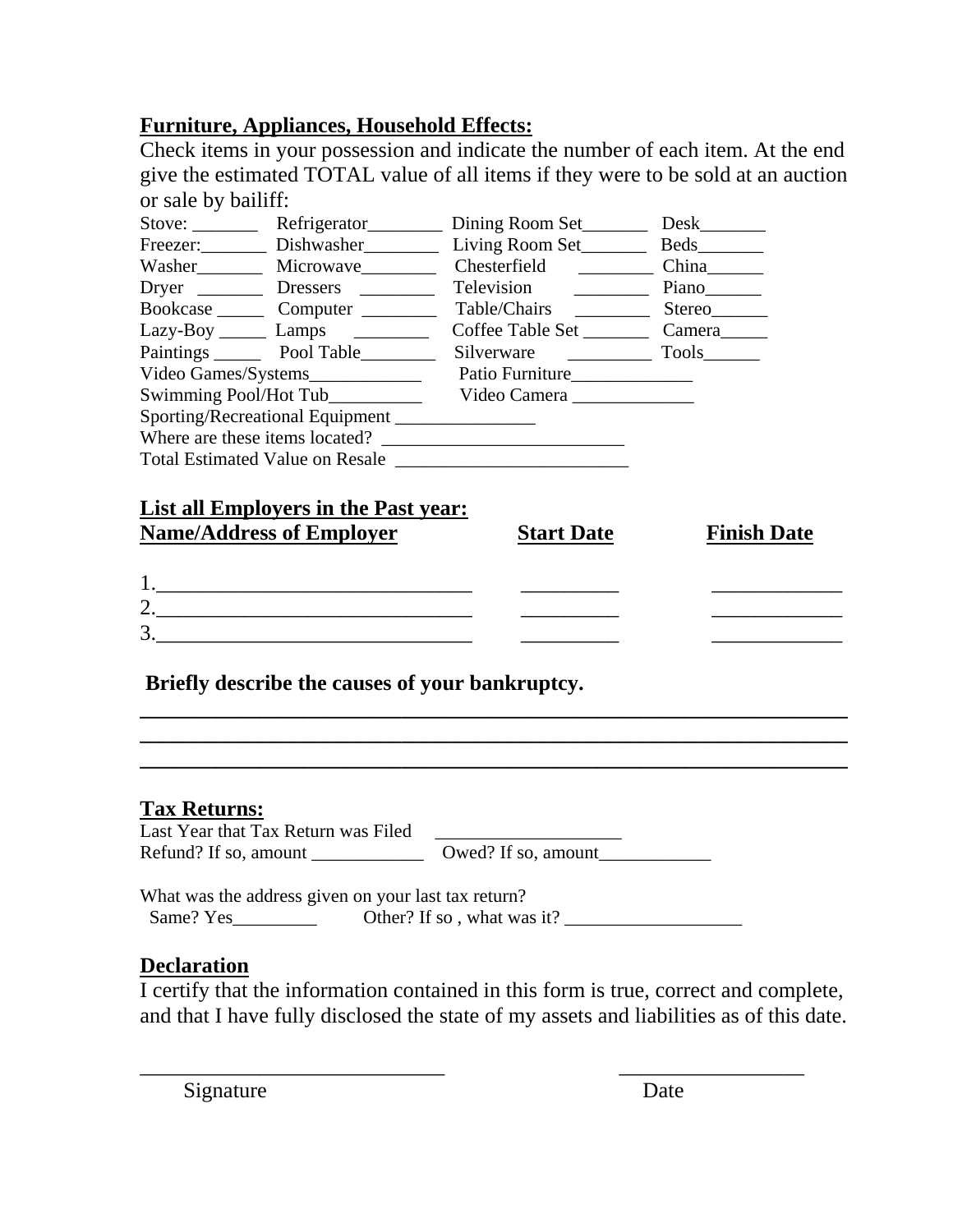**Furniture, Appliances, Household Effects:**

Check items in your possession and indicate the number of each item. At the end give the estimated TOTAL value of all items if they were to be sold at an auction or sale by bailiff:

| | | | |
|---|---|---|---|
| Stove: _______ | Refrigerator________ | Dining Room Set_______ | Desk_______ |
| Freezer:_______ | Dishwasher________ | Living Room Set_______ | Beds_______ |
| Washer_______ | Microwave________ | Chesterfield ________ | China______ |
| Dryer _______ | Dressers ________ | Television ________ | Piano______ |
| Bookcase _____ | Computer ________ | Table/Chairs ________ | Stereo______ |
| Lazy-Boy _____ | Lamps ________ | Coffee Table Set _______ | Camera_____ |
| Paintings _____ | Pool Table________ | Silverware _________ | Tools______ |

Video Games/Systems____________ Patio Furniture_____________

Swimming Pool/Hot Tub__________ Video Camera _____________

Sporting/Recreational Equipment _______________

Where are these items located? _________________________

Total Estimated Value on Resale ________________________

**List all Employers in the Past year:**

| **Name/Address of Employer** | **Start Date** | **Finish Date** |
|---|---|---|
| 1.______________________________ | _________ | ____________ |
| 2.______________________________ | _________ | ____________ |
| 3.______________________________ | _________ | ____________ |

**Briefly describe the causes of your bankruptcy.**

________________________________________________________________

________________________________________________________________

________________________________________________________________

**Tax Returns:**

Last Year that Tax Return was Filed ___________________

Refund? If so, amount ____________ Owed? If so, amount____________

What was the address given on your last tax return?

Same? Yes_________ Other? If so , what was it? ___________________

**Declaration**

I certify that the information contained in this form is true, correct and complete, and that I have fully disclosed the state of my assets and liabilities as of this date.

____________________________ _________________

Signature Date